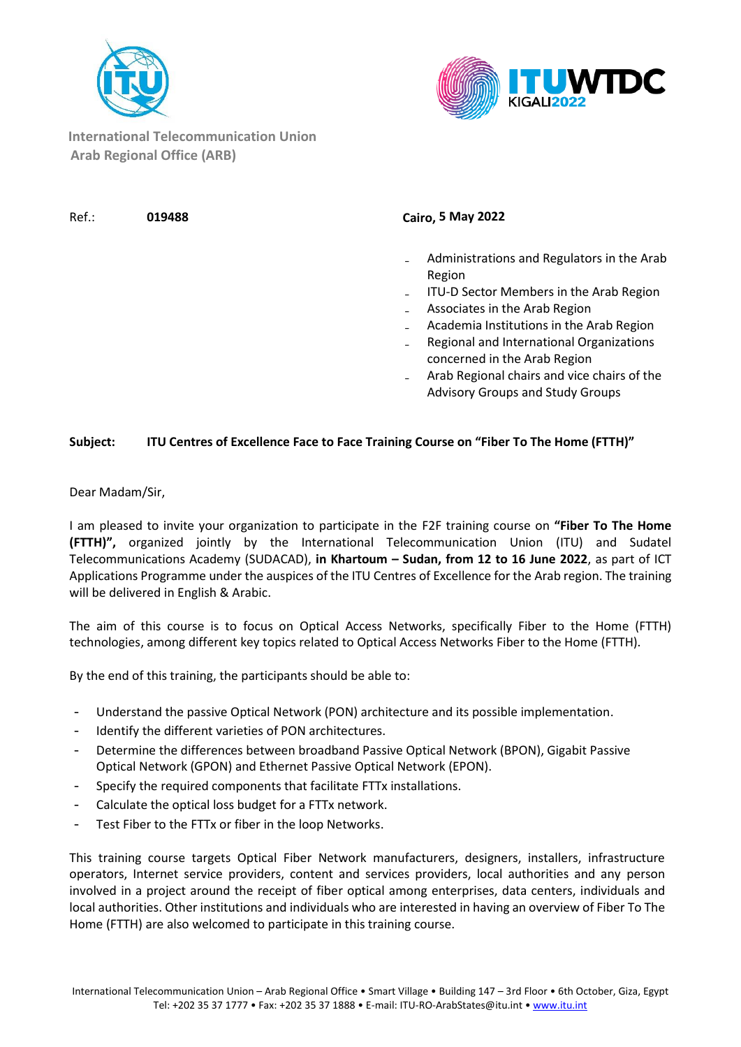International Telecommunication Union
Arab Regional Office (ARB)

Ref.: **019488**

**Cairo, 5 May 2022**

- Administrations and Regulators in the Arab Region
- ITU-D Sector Members in the Arab Region
- Associates in the Arab Region
- Academia Institutions in the Arab Region
- Regional and International Organizations concerned in the Arab Region
- Arab Regional chairs and vice chairs of the Advisory Groups and Study Groups

**Subject: ITU Centres of Excellence Face to Face Training Course on "Fiber To The Home (FTTH)"**

Dear Madam/Sir,

I am pleased to invite your organization to participate in the F2F training course on **"Fiber To The Home (FTTH)",** organized jointly by the International Telecommunication Union (ITU) and Sudatel Telecommunications Academy (SUDACAD), **in Khartoum – Sudan, from 12 to 16 June 2022**, as part of ICT Applications Programme under the auspices of the ITU Centres of Excellence for the Arab region. The training will be delivered in English & Arabic.

The aim of this course is to focus on Optical Access Networks, specifically Fiber to the Home (FTTH) technologies, among different key topics related to Optical Access Networks Fiber to the Home (FTTH).

By the end of this training, the participants should be able to:

- Understand the passive Optical Network (PON) architecture and its possible implementation.
- Identify the different varieties of PON architectures.
- Determine the differences between broadband Passive Optical Network (BPON), Gigabit Passive Optical Network (GPON) and Ethernet Passive Optical Network (EPON).
- Specify the required components that facilitate FTTx installations.
- Calculate the optical loss budget for a FTTx network.
- Test Fiber to the FTTx or fiber in the loop Networks.

This training course targets Optical Fiber Network manufacturers, designers, installers, infrastructure operators, Internet service providers, content and services providers, local authorities and any person involved in a project around the receipt of fiber optical among enterprises, data centers, individuals and local authorities. Other institutions and individuals who are interested in having an overview of Fiber To The Home (FTTH) are also welcomed to participate in this training course.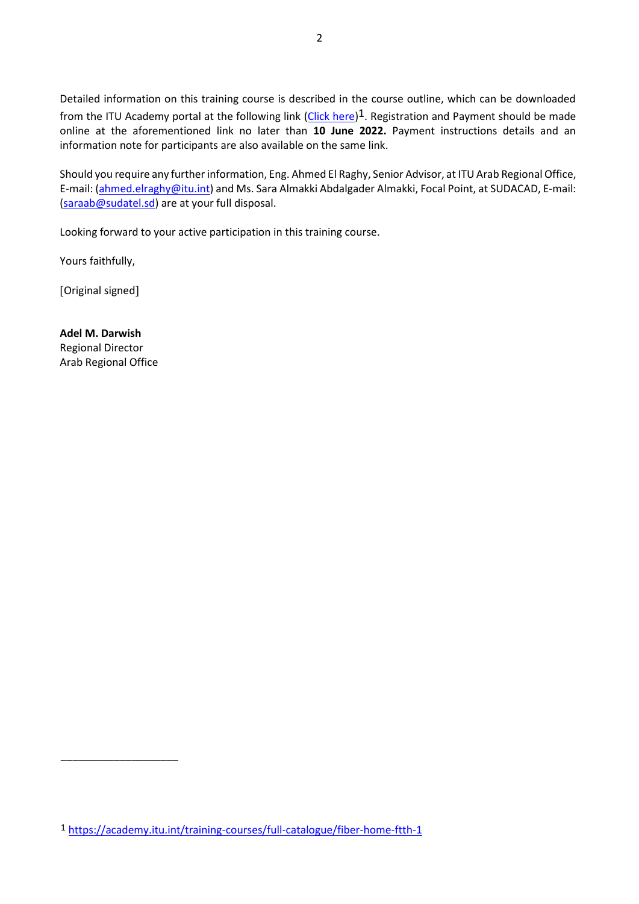Detailed information on this training course is described in the course outline, which can be downloaded from the ITU Academy portal at the following link (Click here)[1]. Registration and Payment should be made online at the aforementioned link no later than **10 June 2022.** Payment instructions details and an information note for participants are also available on the same link.

Should you require any further information, Eng. Ahmed El Raghy, Senior Advisor, at ITU Arab Regional Office, E-mail: (ahmed.elraghy@itu.int) and Ms. Sara Almakki Abdalgader Almakki, Focal Point, at SUDACAD, E-mail: (saraab@sudatel.sd) are at your full disposal.

Looking forward to your active participation in this training course.

Yours faithfully,

[Original signed]

**Adel M. Darwish**
Regional Director
Arab Regional Office

---

[1] https://academy.itu.int/training-courses/full-catalogue/fiber-home-ftth-1